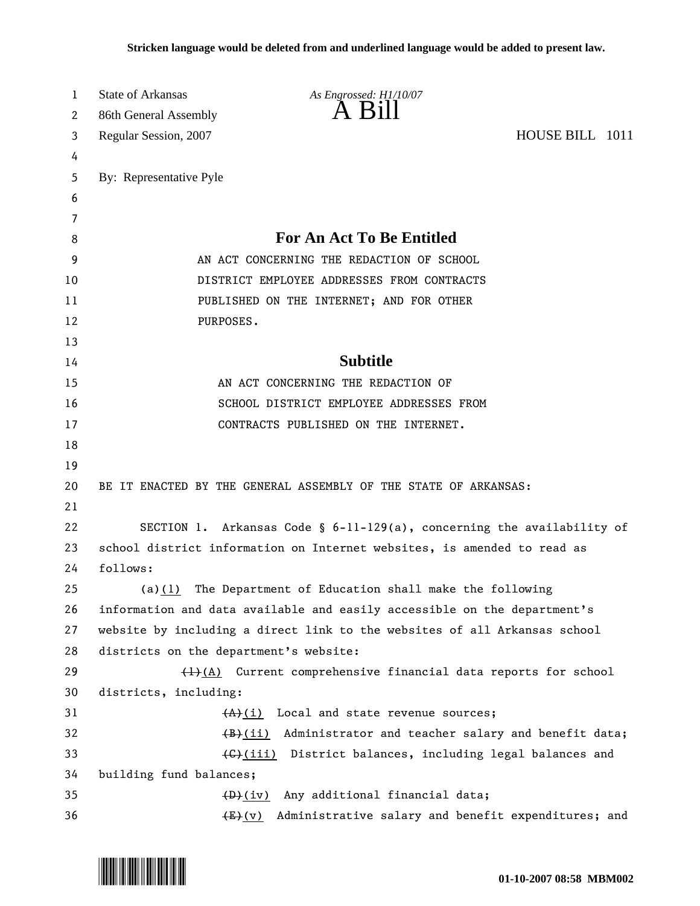**Stricken language would be deleted from and underlined language would be added to present law.**

State of Arkansas
86th General Assembly
Regular Session, 2007

*As Engrossed: H1/10/07*

# A Bill

HOUSE BILL 1011

By: Representative Pyle

## For An Act To Be Entitled

AN ACT CONCERNING THE REDACTION OF SCHOOL DISTRICT EMPLOYEE ADDRESSES FROM CONTRACTS PUBLISHED ON THE INTERNET; AND FOR OTHER PURPOSES.

## Subtitle

AN ACT CONCERNING THE REDACTION OF SCHOOL DISTRICT EMPLOYEE ADDRESSES FROM CONTRACTS PUBLISHED ON THE INTERNET.

BE IT ENACTED BY THE GENERAL ASSEMBLY OF THE STATE OF ARKANSAS:

SECTION 1. Arkansas Code § 6-11-129(a), concerning the availability of school district information on Internet websites, is amended to read as follows:

(a)<u>(1)</u> The Department of Education shall make the following information and data available and easily accessible on the department's website by including a direct link to the websites of all Arkansas school districts on the department's website:

~~(1)~~<u>(A)</u> Current comprehensive financial data reports for school districts, including:

~~(A)~~<u>(i)</u> Local and state revenue sources;

~~(B)~~<u>(ii)</u> Administrator and teacher salary and benefit data;

~~(C)~~<u>(iii)</u> District balances, including legal balances and building fund balances;

~~(D)~~<u>(iv)</u> Any additional financial data;

~~(E)~~<u>(v)</u> Administrative salary and benefit expenditures; and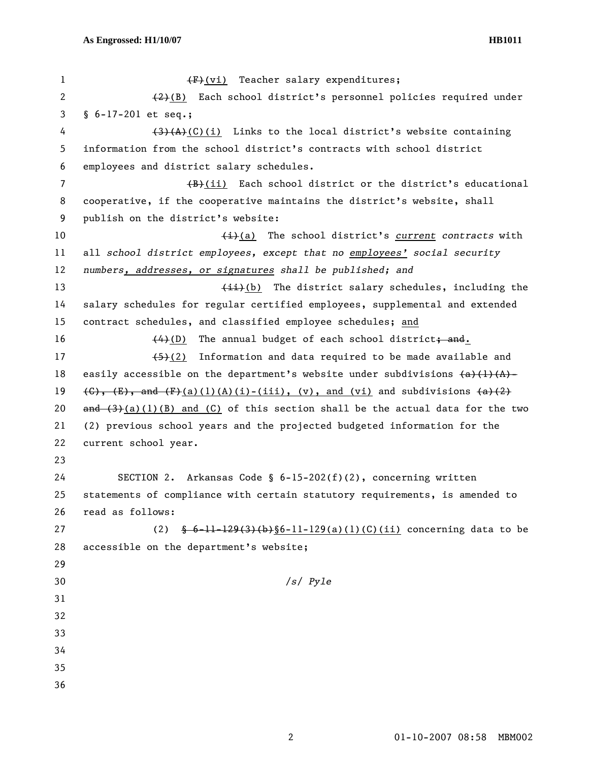(F)(vi) Teacher salary expenditures;

(2)(B) Each school district's personnel policies required under § 6-17-201 et seq.;

(3)(A)(C)(i) Links to the local district's website containing information from the school district's contracts with school district employees and district salary schedules.

(B)(ii) Each school district or the district's educational cooperative, if the cooperative maintains the district's website, shall publish on the district's website:

(i)(a) The school district's *current contracts* with all *school district employees, except that no employees' social security numbers, addresses, or signatures shall be published; and*

(ii)(b) The district salary schedules, including the salary schedules for regular certified employees, supplemental and extended contract schedules, and classified employee schedules; and

(4)(D) The annual budget of each school district; and.

(5)(2) Information and data required to be made available and easily accessible on the department's website under subdivisions (a)(1)(A)-(C), (E), and (F)(a)(1)(A)(i)-(iii), (v), and (vi) and subdivisions (a)(2) and (3)(a)(1)(B) and (C) of this section shall be the actual data for the two (2) previous school years and the projected budgeted information for the current school year.

SECTION 2. Arkansas Code § 6-15-202(f)(2), concerning written statements of compliance with certain statutory requirements, is amended to read as follows:

(2) § 6-11-129(3)(b)§6-11-129(a)(1)(C)(ii) concerning data to be accessible on the department's website;

*/s/ Pyle*